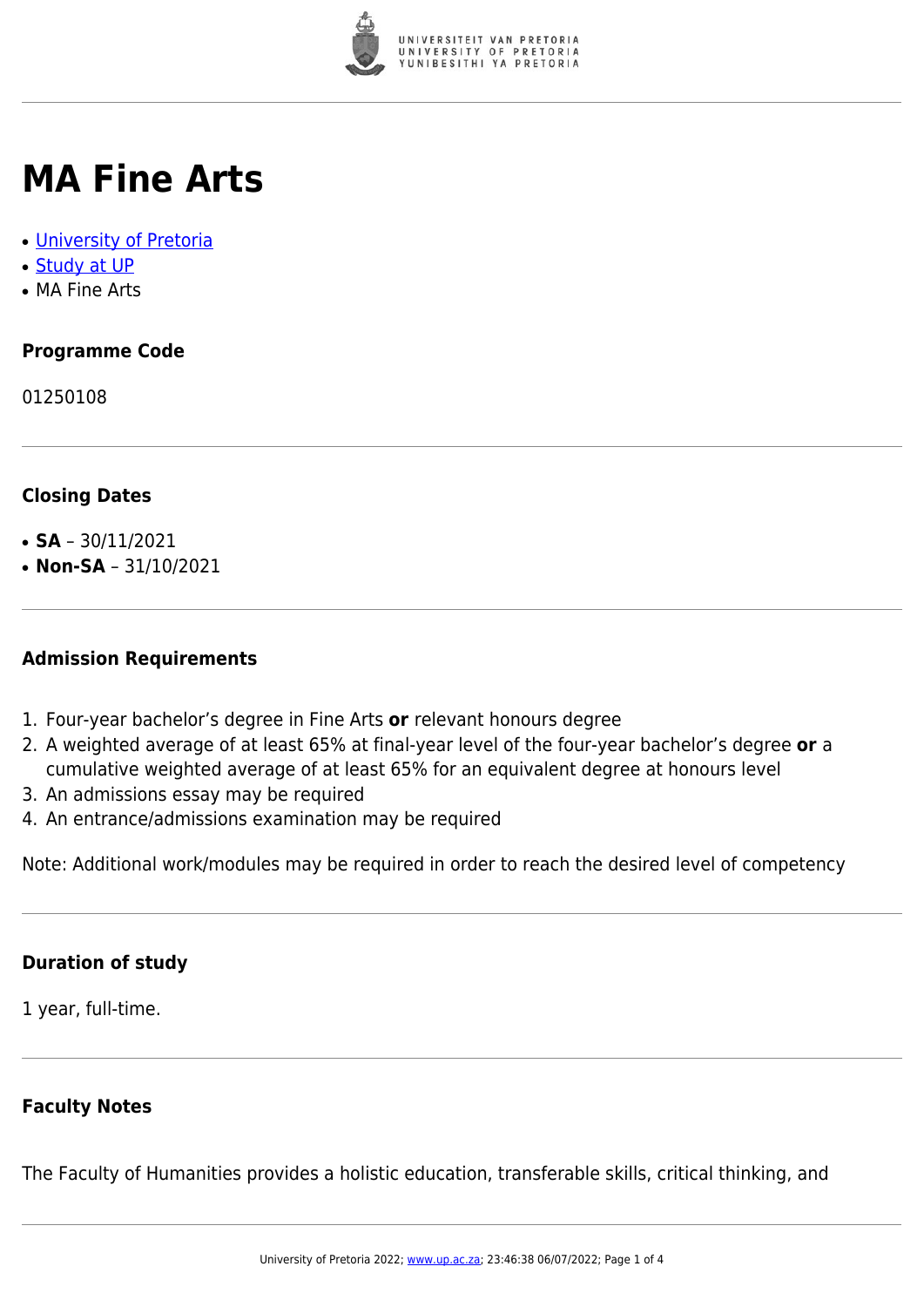# MA Fine Arts

- [University of Pretoria]
- [Study at UP]
- MA Fine Arts

### Programme Code

01250108

### Closing Dates

- **SA** – 30/11/2021
- **Non-SA** – 31/10/2021

### Admission Requirements

1. Four-year bachelor's degree in Fine Arts **or** relevant honours degree
2. A weighted average of at least 65% at final-year level of the four-year bachelor's degree **or** a cumulative weighted average of at least 65% for an equivalent degree at honours level
3. An admissions essay may be required
4. An entrance/admissions examination may be required

Note: Additional work/modules may be required in order to reach the desired level of competency

### Duration of study

1 year, full-time.

### Faculty Notes

The Faculty of Humanities provides a holistic education, transferable skills, critical thinking, and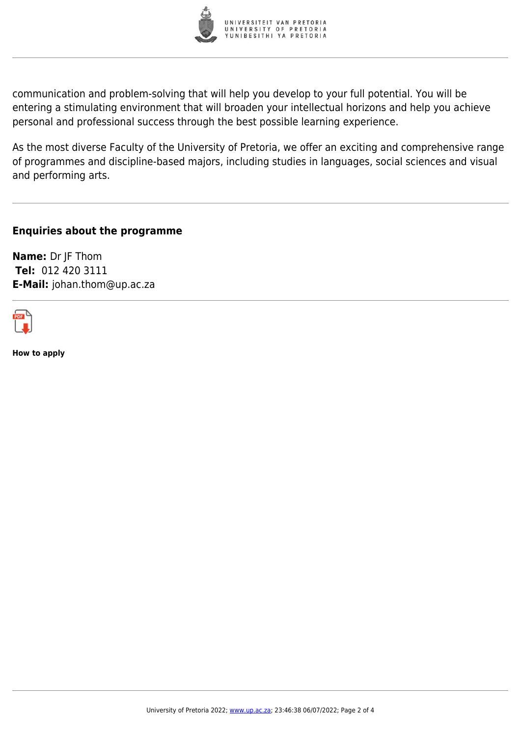communication and problem-solving that will help you develop to your full potential. You will be entering a stimulating environment that will broaden your intellectual horizons and help you achieve personal and professional success through the best possible learning experience.

As the most diverse Faculty of the University of Pretoria, we offer an exciting and comprehensive range of programmes and discipline-based majors, including studies in languages, social sciences and visual and performing arts.

---

### Enquiries about the programme

**Name:** Dr JF Thom
**Tel:** 012 420 3111
**E-Mail:** johan.thom@up.ac.za

---

**How to apply**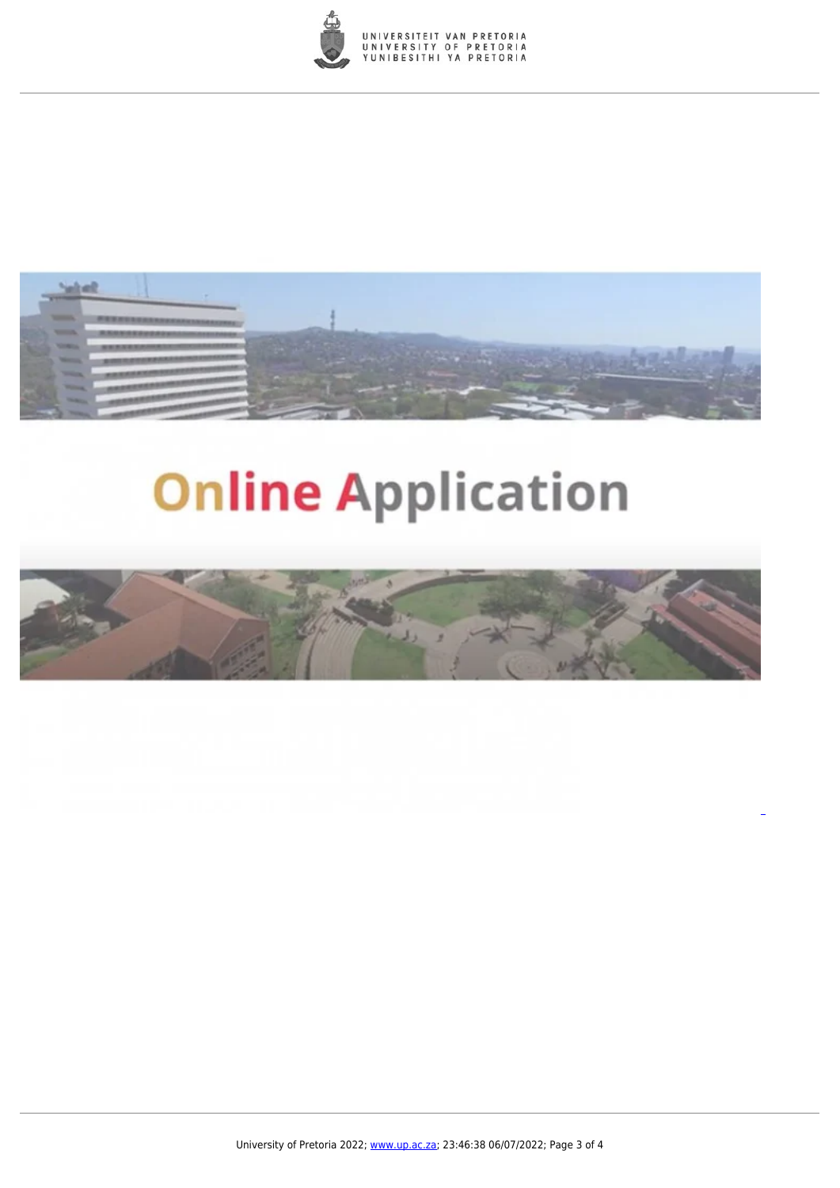Online Application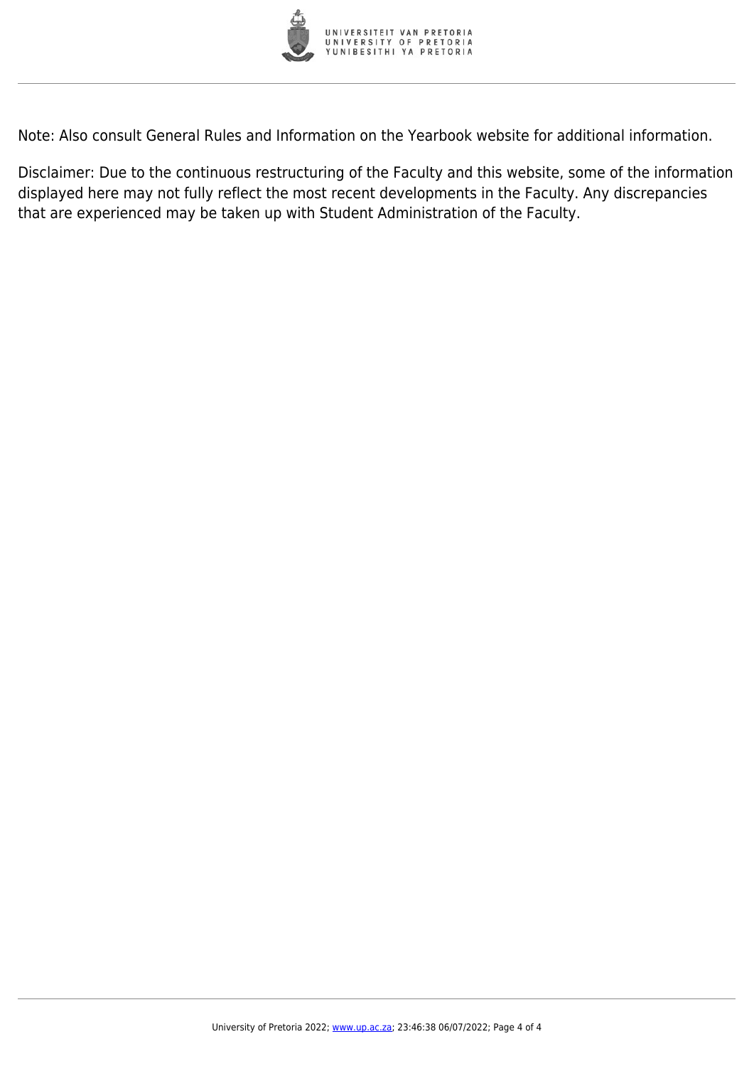Note: Also consult General Rules and Information on the Yearbook website for additional information.

Disclaimer: Due to the continuous restructuring of the Faculty and this website, some of the information displayed here may not fully reflect the most recent developments in the Faculty. Any discrepancies that are experienced may be taken up with Student Administration of the Faculty.